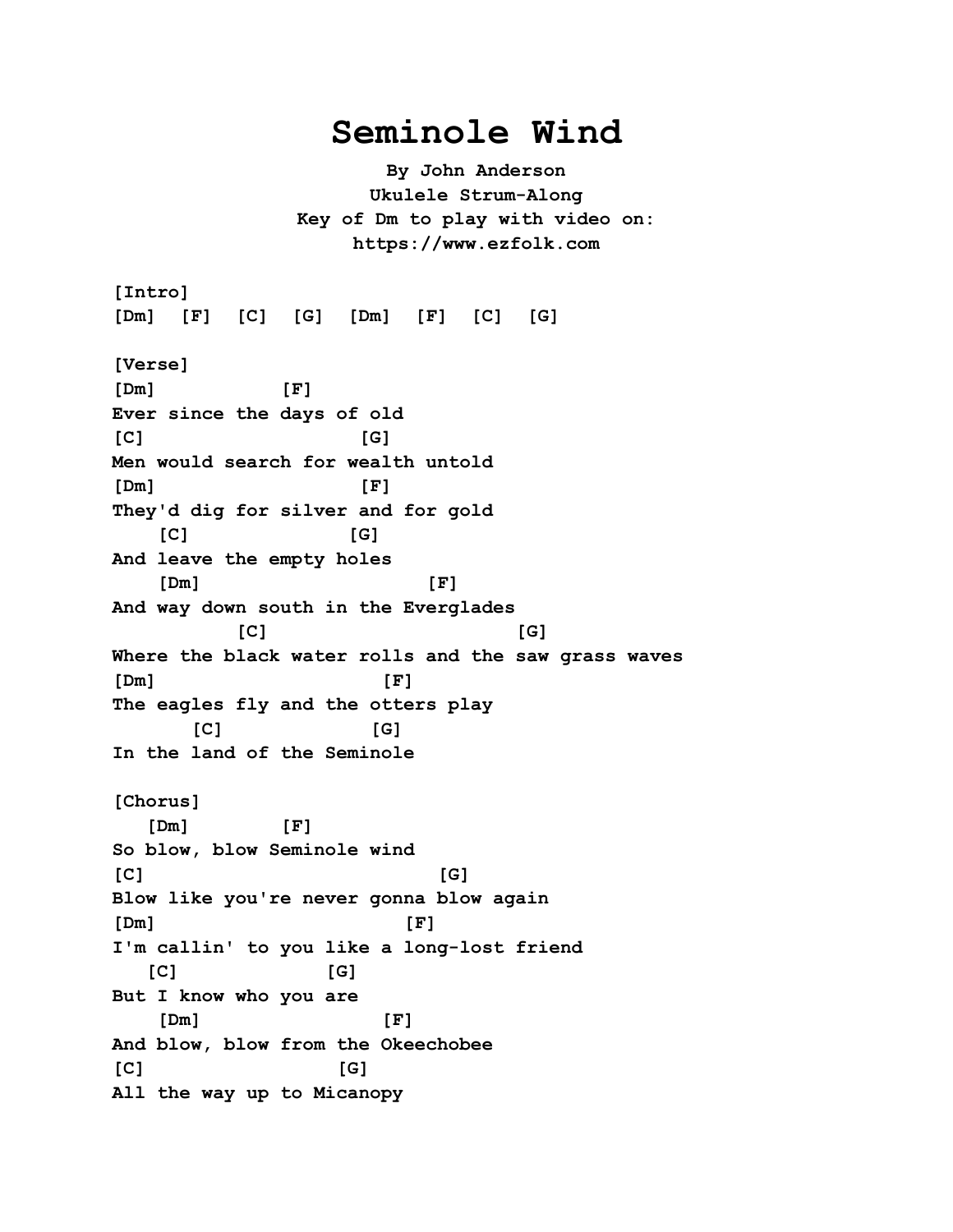# Seminole Wind

**By John Anderson**
**Ukulele Strum-Along**
**Key of Dm to play with video on:**
**https://www.ezfolk.com**

```
[Intro]
[Dm]  [F]  [C]  [G]  [Dm]  [F]  [C]  [G]

[Verse]
[Dm]           [F]
Ever since the days of old
[C]                   [G]
Men would search for wealth untold
[Dm]                  [F]
They'd dig for silver and for gold
    [C]             [G]
And leave the empty holes
    [Dm]                    [F]
And way down south in the Everglades
          [C]                     [G]
Where the black water rolls and the saw grass waves
[Dm]                    [F]
The eagles fly and the otters play
      [C]            [G]
In the land of the Seminole

[Chorus]
   [Dm]        [F]
So blow, blow Seminole wind
[C]                          [G]
Blow like you're never gonna blow again
[Dm]                     [F]
I'm callin' to you like a long-lost friend
   [C]            [G]
But I know who you are
    [Dm]                [F]
And blow, blow from the Okeechobee
[C]                 [G]
All the way up to Micanopy
```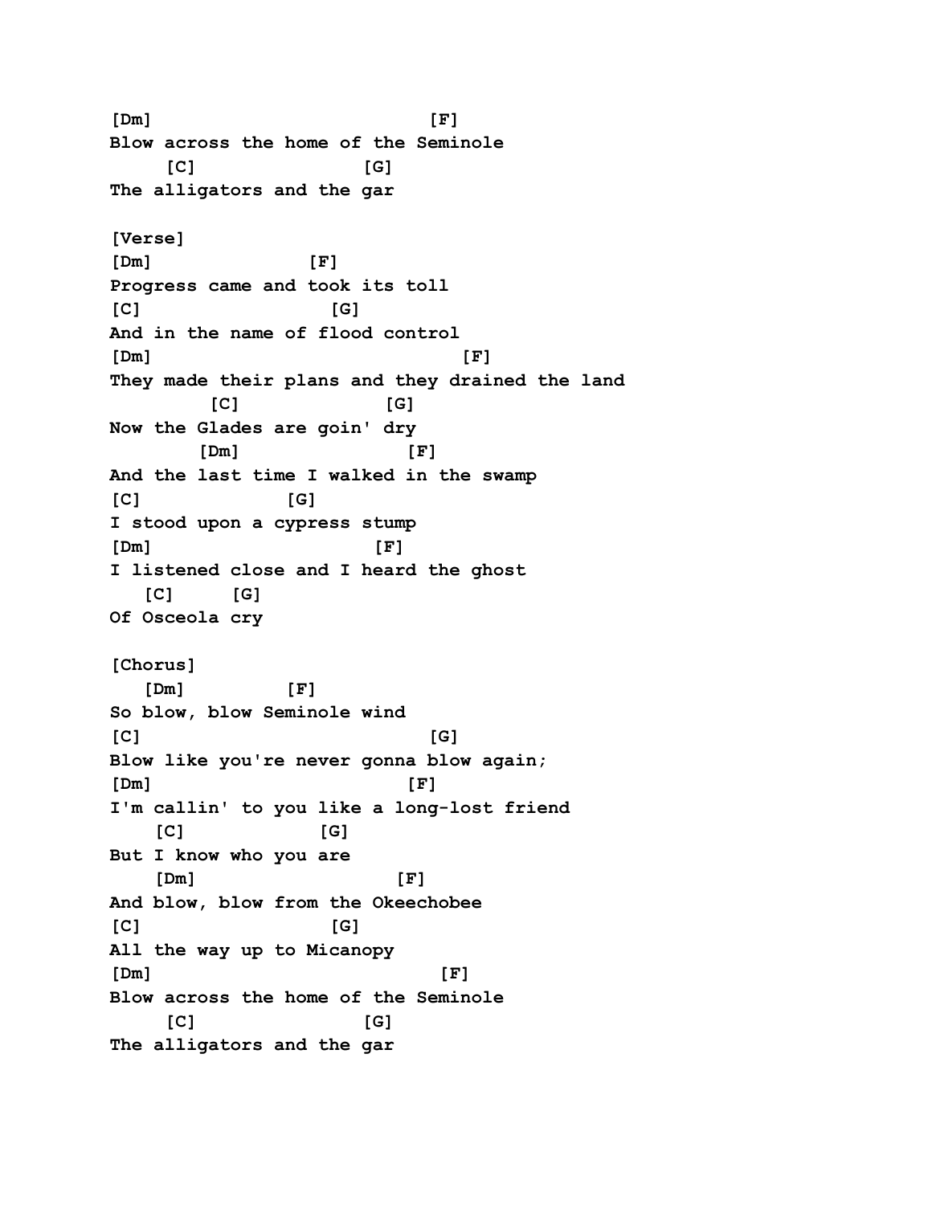```
[Dm]                         [F]
Blow across the home of the Seminole
     [C]               [G]
The alligators and the gar

[Verse]
[Dm]              [F]
Progress came and took its toll
[C]                 [G]
And in the name of flood control
[Dm]                            [F]
They made their plans and they drained the land
         [C]             [G]
Now the Glades are goin' dry
        [Dm]             [F]
And the last time I walked in the swamp
[C]             [G]
I stood upon a cypress stump
[Dm]                      [F]
I listened close and I heard the ghost
   [C]     [G]
Of Osceola cry

[Chorus]
   [Dm]         [F]
So blow, blow Seminole wind
[C]                          [G]
Blow like you're never gonna blow again;
[Dm]                       [F]
I'm callin' to you like a long-lost friend
    [C]           [G]
But I know who you are
    [Dm]                  [F]
And blow, blow from the Okeechobee
[C]                 [G]
All the way up to Micanopy
[Dm]                          [F]
Blow across the home of the Seminole
     [C]               [G]
The alligators and the gar
```